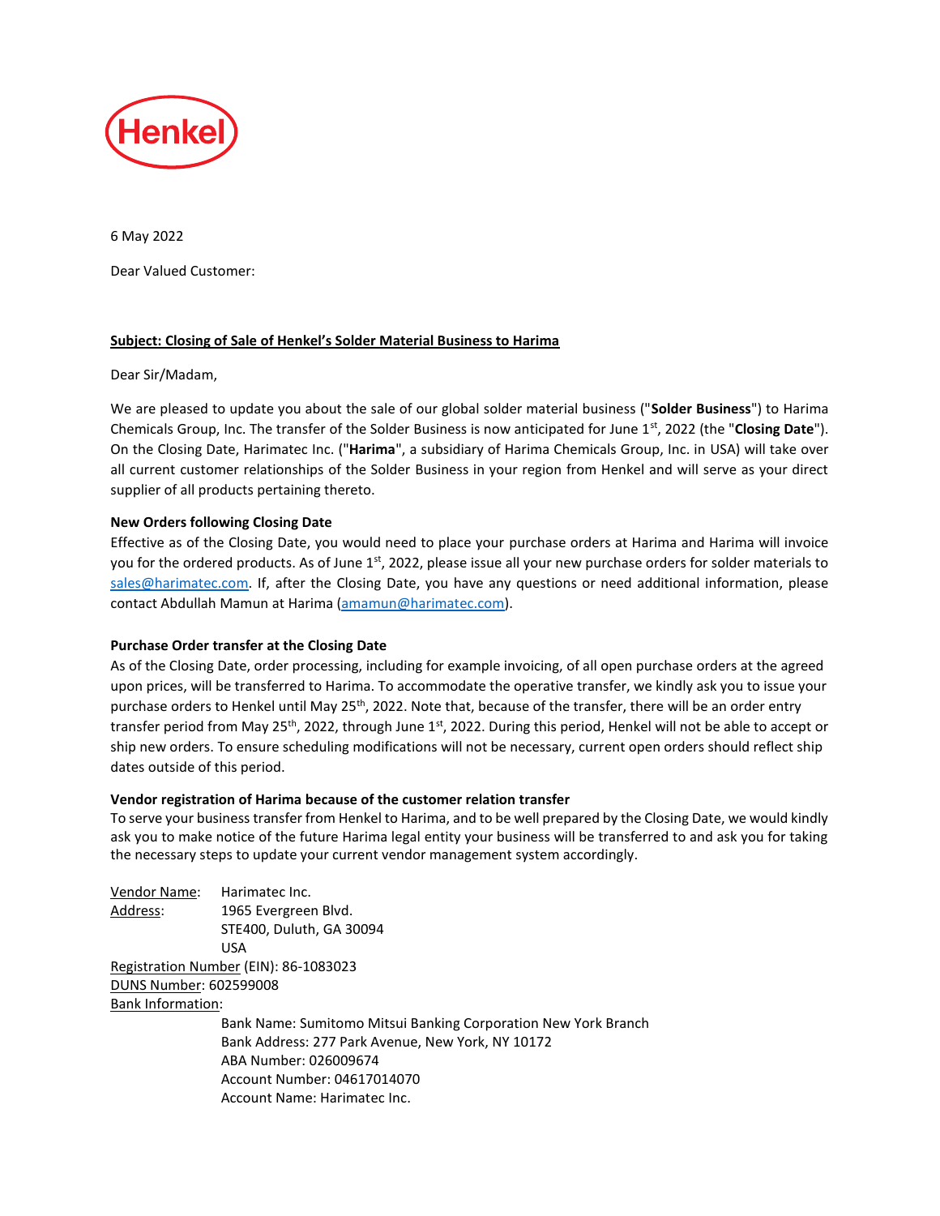Henkel

6 May 2022

Dear Valued Customer:

**Subject: Closing of Sale of Henkel's Solder Material Business to Harima**

Dear Sir/Madam,

We are pleased to update you about the sale of our global solder material business ("**Solder Business**") to Harima Chemicals Group, Inc. The transfer of the Solder Business is now anticipated for June 1st, 2022 (the "**Closing Date**"). On the Closing Date, Harimatec Inc. ("**Harima**", a subsidiary of Harima Chemicals Group, Inc. in USA) will take over all current customer relationships of the Solder Business in your region from Henkel and will serve as your direct supplier of all products pertaining thereto.

**New Orders following Closing Date**

Effective as of the Closing Date, you would need to place your purchase orders at Harima and Harima will invoice you for the ordered products. As of June 1st, 2022, please issue all your new purchase orders for solder materials to sales@harimatec.com. If, after the Closing Date, you have any questions or need additional information, please contact Abdullah Mamun at Harima (amamun@harimatec.com).

**Purchase Order transfer at the Closing Date**

As of the Closing Date, order processing, including for example invoicing, of all open purchase orders at the agreed upon prices, will be transferred to Harima. To accommodate the operative transfer, we kindly ask you to issue your purchase orders to Henkel until May 25th, 2022. Note that, because of the transfer, there will be an order entry transfer period from May 25th, 2022, through June 1st, 2022. During this period, Henkel will not be able to accept or ship new orders. To ensure scheduling modifications will not be necessary, current open orders should reflect ship dates outside of this period.

**Vendor registration of Harima because of the customer relation transfer**

To serve your business transfer from Henkel to Harima, and to be well prepared by the Closing Date, we would kindly ask you to make notice of the future Harima legal entity your business will be transferred to and ask you for taking the necessary steps to update your current vendor management system accordingly.

Vendor Name: Harimatec Inc.
Address: 1965 Evergreen Blvd.
STE400, Duluth, GA 30094
USA
Registration Number (EIN): 86-1083023
DUNS Number: 602599008
Bank Information:
Bank Name: Sumitomo Mitsui Banking Corporation New York Branch
Bank Address: 277 Park Avenue, New York, NY 10172
ABA Number: 026009674
Account Number: 04617014070
Account Name: Harimatec Inc.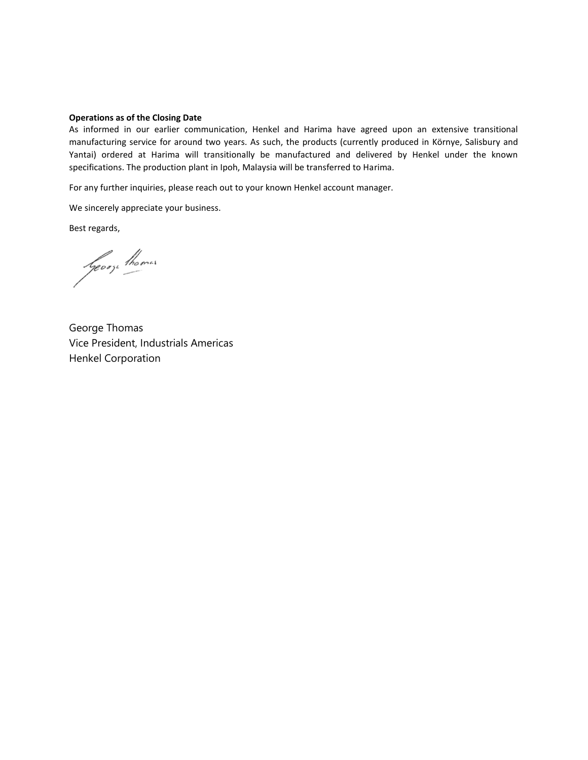**Operations as of the Closing Date**

As informed in our earlier communication, Henkel and Harima have agreed upon an extensive transitional manufacturing service for around two years. As such, the products (currently produced in Környe, Salisbury and Yantai) ordered at Harima will transitionally be manufactured and delivered by Henkel under the known specifications. The production plant in Ipoh, Malaysia will be transferred to Harima.

For any further inquiries, please reach out to your known Henkel account manager.

We sincerely appreciate your business.

Best regards,

George Thomas
Vice President, Industrials Americas
Henkel Corporation